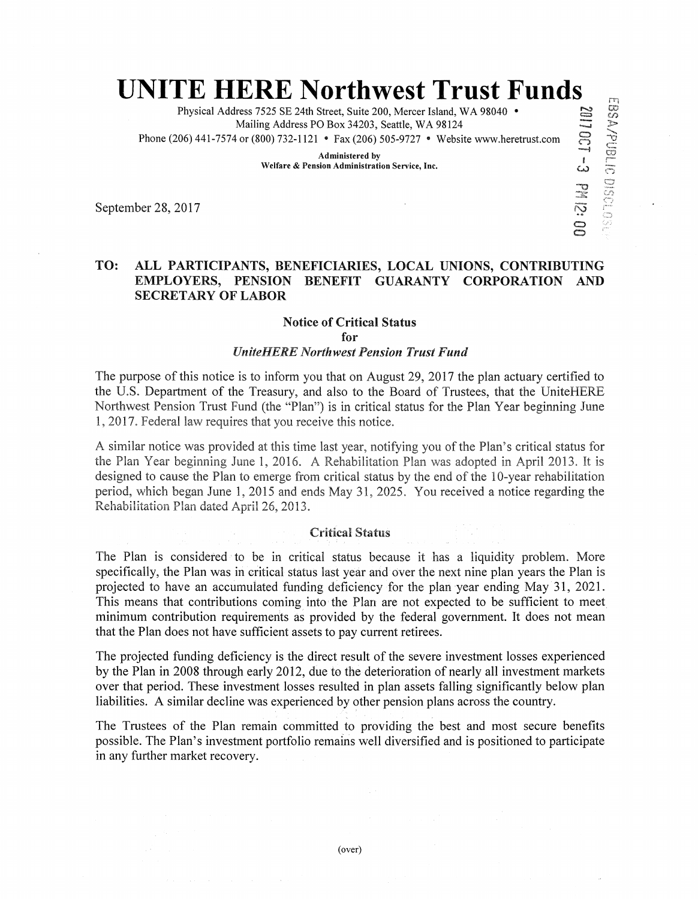# UNITE HERE Northwest Trust Funds

Physical Address 7525 SE 24th Street, Suite 200, Mercer Island, WA 98040 •
Mailing Address PO Box 34203, Seattle, WA 98124
Phone (206) 441-7574 or (800) 732-1121 • Fax (206) 505-9727 • Website www.heretrust.com

**Administered by**
**Welfare & Pension Administration Service, Inc.**

EBSA/PUBLIC DISCLOSURE 2017 OCT -3 PM 12:00

September 28, 2017

**TO: ALL PARTICIPANTS, BENEFICIARIES, LOCAL UNIONS, CONTRIBUTING EMPLOYERS, PENSION BENEFIT GUARANTY CORPORATION AND SECRETARY OF LABOR**

**Notice of Critical Status**
**for**
***UniteHERE Northwest Pension Trust Fund***

The purpose of this notice is to inform you that on August 29, 2017 the plan actuary certified to the U.S. Department of the Treasury, and also to the Board of Trustees, that the UniteHERE Northwest Pension Trust Fund (the "Plan") is in critical status for the Plan Year beginning June 1, 2017. Federal law requires that you receive this notice.

A similar notice was provided at this time last year, notifying you of the Plan's critical status for the Plan Year beginning June 1, 2016. A Rehabilitation Plan was adopted in April 2013. It is designed to cause the Plan to emerge from critical status by the end of the 10-year rehabilitation period, which began June 1, 2015 and ends May 31, 2025. You received a notice regarding the Rehabilitation Plan dated April 26, 2013.

### Critical Status

The Plan is considered to be in critical status because it has a liquidity problem. More specifically, the Plan was in critical status last year and over the next nine plan years the Plan is projected to have an accumulated funding deficiency for the plan year ending May 31, 2021. This means that contributions coming into the Plan are not expected to be sufficient to meet minimum contribution requirements as provided by the federal government. It does not mean that the Plan does not have sufficient assets to pay current retirees.

The projected funding deficiency is the direct result of the severe investment losses experienced by the Plan in 2008 through early 2012, due to the deterioration of nearly all investment markets over that period. These investment losses resulted in plan assets falling significantly below plan liabilities. A similar decline was experienced by other pension plans across the country.

The Trustees of the Plan remain committed to providing the best and most secure benefits possible. The Plan's investment portfolio remains well diversified and is positioned to participate in any further market recovery.

(over)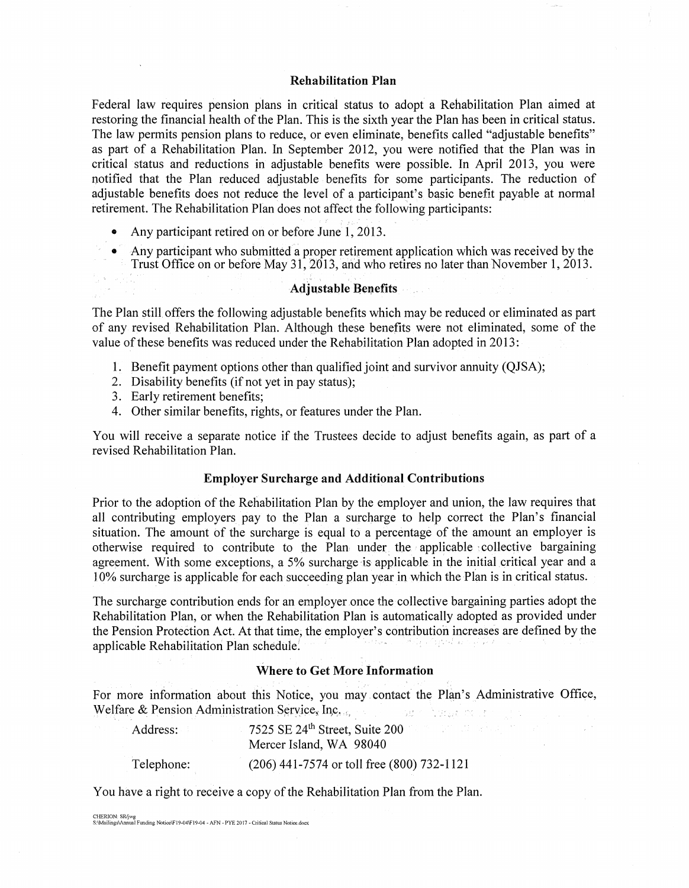## Rehabilitation Plan

Federal law requires pension plans in critical status to adopt a Rehabilitation Plan aimed at restoring the financial health of the Plan. This is the sixth year the Plan has been in critical status. The law permits pension plans to reduce, or even eliminate, benefits called "adjustable benefits" as part of a Rehabilitation Plan. In September 2012, you were notified that the Plan was in critical status and reductions in adjustable benefits were possible. In April 2013, you were notified that the Plan reduced adjustable benefits for some participants. The reduction of adjustable benefits does not reduce the level of a participant's basic benefit payable at normal retirement. The Rehabilitation Plan does not affect the following participants:

- Any participant retired on or before June 1, 2013.
- Any participant who submitted a proper retirement application which was received by the Trust Office on or before May 31, 2013, and who retires no later than November 1, 2013.

## Adjustable Benefits

The Plan still offers the following adjustable benefits which may be reduced or eliminated as part of any revised Rehabilitation Plan. Although these benefits were not eliminated, some of the value of these benefits was reduced under the Rehabilitation Plan adopted in 2013:

1. Benefit payment options other than qualified joint and survivor annuity (QJSA);
2. Disability benefits (if not yet in pay status);
3. Early retirement benefits;
4. Other similar benefits, rights, or features under the Plan.

You will receive a separate notice if the Trustees decide to adjust benefits again, as part of a revised Rehabilitation Plan.

## Employer Surcharge and Additional Contributions

Prior to the adoption of the Rehabilitation Plan by the employer and union, the law requires that all contributing employers pay to the Plan a surcharge to help correct the Plan's financial situation. The amount of the surcharge is equal to a percentage of the amount an employer is otherwise required to contribute to the Plan under the applicable collective bargaining agreement. With some exceptions, a 5% surcharge is applicable in the initial critical year and a 10% surcharge is applicable for each succeeding plan year in which the Plan is in critical status.

The surcharge contribution ends for an employer once the collective bargaining parties adopt the Rehabilitation Plan, or when the Rehabilitation Plan is automatically adopted as provided under the Pension Protection Act. At that time, the employer's contribution increases are defined by the applicable Rehabilitation Plan schedule.

## Where to Get More Information

For more information about this Notice, you may contact the Plan's Administrative Office, Welfare & Pension Administration Service, Inc.

| | |
|---|---|
| Address: | 7525 SE 24th Street, Suite 200<br>Mercer Island, WA 98040 |
| Telephone: | (206) 441-7574 or toll free (800) 732-1121 |

You have a right to receive a copy of the Rehabilitation Plan from the Plan.

CHERION: SR/jwg
S:\Mailings\Annual Funding Notice\F19-04\F19-04 - AFN - PYE 2017 - Critical Status Notice.docx